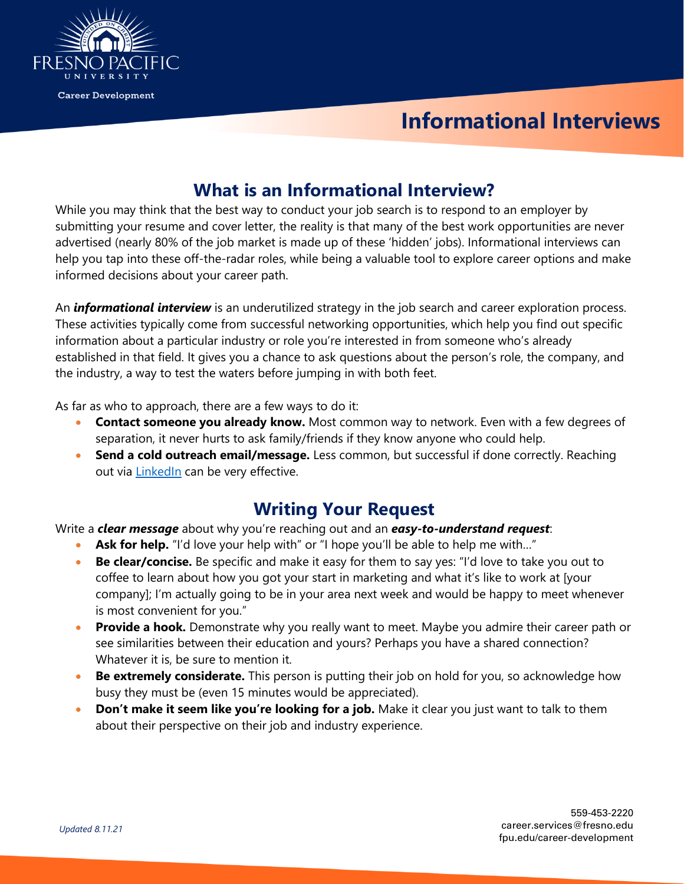Career Development

# Informational Interviews

## What is an Informational Interview?

While you may think that the best way to conduct your job search is to respond to an employer by submitting your resume and cover letter, the reality is that many of the best work opportunities are never advertised (nearly 80% of the job market is made up of these 'hidden' jobs). Informational interviews can help you tap into these off-the-radar roles, while being a valuable tool to explore career options and make informed decisions about your career path.

An ***informational interview*** is an underutilized strategy in the job search and career exploration process. These activities typically come from successful networking opportunities, which help you find out specific information about a particular industry or role you're interested in from someone who's already established in that field. It gives you a chance to ask questions about the person's role, the company, and the industry, a way to test the waters before jumping in with both feet.

As far as who to approach, there are a few ways to do it:

- **Contact someone you already know.** Most common way to network. Even with a few degrees of separation, it never hurts to ask family/friends if they know anyone who could help.
- **Send a cold outreach email/message.** Less common, but successful if done correctly. Reaching out via LinkedIn can be very effective.

## Writing Your Request

Write a ***clear message*** about why you're reaching out and an ***easy-to-understand request***:

- **Ask for help.** "I'd love your help with" or "I hope you'll be able to help me with…"
- **Be clear/concise.** Be specific and make it easy for them to say yes: "I'd love to take you out to coffee to learn about how you got your start in marketing and what it's like to work at [your company]; I'm actually going to be in your area next week and would be happy to meet whenever is most convenient for you."
- **Provide a hook.** Demonstrate why you really want to meet. Maybe you admire their career path or see similarities between their education and yours? Perhaps you have a shared connection? Whatever it is, be sure to mention it.
- **Be extremely considerate.** This person is putting their job on hold for you, so acknowledge how busy they must be (even 15 minutes would be appreciated).
- **Don't make it seem like you're looking for a job.** Make it clear you just want to talk to them about their perspective on their job and industry experience.

*Updated 8.11.21*

559-453-2220
career.services@fresno.edu
fpu.edu/career-development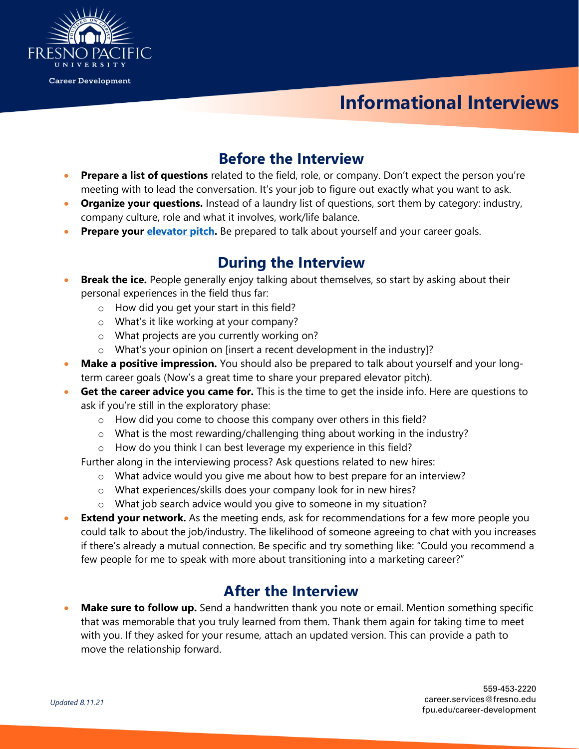Fresno Pacific University

Career Development

# Informational Interviews

## Before the Interview

- **Prepare a list of questions** related to the field, role, or company. Don't expect the person you're meeting with to lead the conversation. It's your job to figure out exactly what you want to ask.
- **Organize your questions.** Instead of a laundry list of questions, sort them by category: industry, company culture, role and what it involves, work/life balance.
- **Prepare your elevator pitch.** Be prepared to talk about yourself and your career goals.

## During the Interview

- **Break the ice.** People generally enjoy talking about themselves, so start by asking about their personal experiences in the field thus far:
  - How did you get your start in this field?
  - What's it like working at your company?
  - What projects are you currently working on?
  - What's your opinion on [insert a recent development in the industry]?
- **Make a positive impression.** You should also be prepared to talk about yourself and your long-term career goals (Now's a great time to share your prepared elevator pitch).
- **Get the career advice you came for.** This is the time to get the inside info. Here are questions to ask if you're still in the exploratory phase:
  - How did you come to choose this company over others in this field?
  - What is the most rewarding/challenging thing about working in the industry?
  - How do you think I can best leverage my experience in this field?

  Further along in the interviewing process? Ask questions related to new hires:
  - What advice would you give me about how to best prepare for an interview?
  - What experiences/skills does your company look for in new hires?
  - What job search advice would you give to someone in my situation?
- **Extend your network.** As the meeting ends, ask for recommendations for a few more people you could talk to about the job/industry. The likelihood of someone agreeing to chat with you increases if there's already a mutual connection. Be specific and try something like: "Could you recommend a few people for me to speak with more about transitioning into a marketing career?"

## After the Interview

- **Make sure to follow up.** Send a handwritten thank you note or email. Mention something specific that was memorable that you truly learned from them. Thank them again for taking time to meet with you. If they asked for your resume, attach an updated version. This can provide a path to move the relationship forward.

*Updated 8.11.21*

559-453-2220
career.services@fresno.edu
fpu.edu/career-development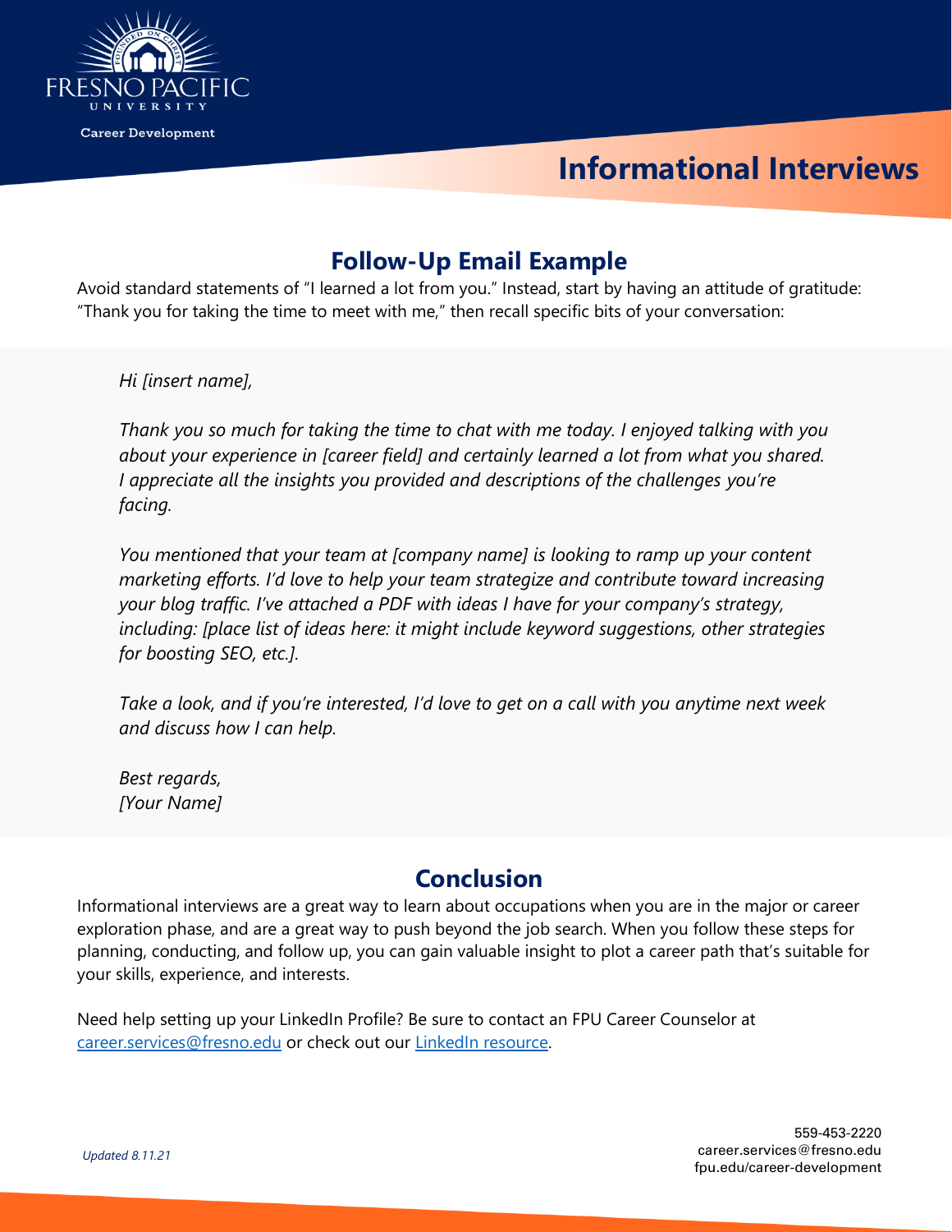## Follow-Up Email Example

Avoid standard statements of "I learned a lot from you." Instead, start by having an attitude of gratitude: "Thank you for taking the time to meet with me," then recall specific bits of your conversation:

*Hi [insert name],*

*Thank you so much for taking the time to chat with me today. I enjoyed talking with you about your experience in [career field] and certainly learned a lot from what you shared. I appreciate all the insights you provided and descriptions of the challenges you're facing.*

*You mentioned that your team at [company name] is looking to ramp up your content marketing efforts. I'd love to help your team strategize and contribute toward increasing your blog traffic. I've attached a PDF with ideas I have for your company's strategy, including: [place list of ideas here: it might include keyword suggestions, other strategies for boosting SEO, etc.].*

*Take a look, and if you're interested, I'd love to get on a call with you anytime next week and discuss how I can help.*

*Best regards,*
*[Your Name]*

## Conclusion

Informational interviews are a great way to learn about occupations when you are in the major or career exploration phase, and are a great way to push beyond the job search. When you follow these steps for planning, conducting, and follow up, you can gain valuable insight to plot a career path that's suitable for your skills, experience, and interests.

Need help setting up your LinkedIn Profile? Be sure to contact an FPU Career Counselor at career.services@fresno.edu or check out our LinkedIn resource.

*Updated 8.11.21*

559-453-2220
career.services@fresno.edu
fpu.edu/career-development